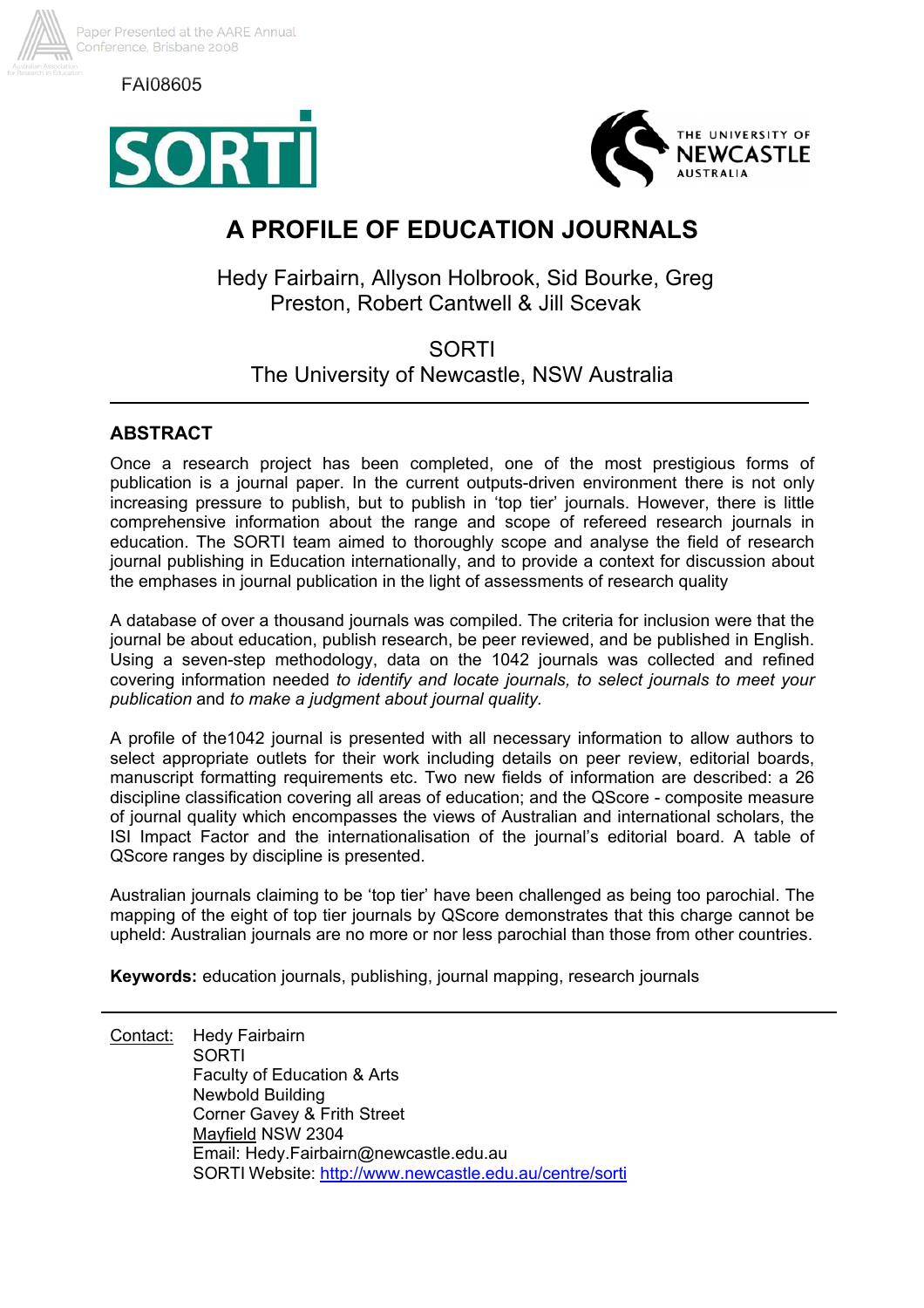FAI08605

# A PROFILE OF EDUCATION JOURNALS

Hedy Fairbairn, Allyson Holbrook, Sid Bourke, Greg Preston, Robert Cantwell & Jill Scevak

SORTI
The University of Newcastle, NSW Australia

## ABSTRACT

Once a research project has been completed, one of the most prestigious forms of publication is a journal paper. In the current outputs-driven environment there is not only increasing pressure to publish, but to publish in 'top tier' journals. However, there is little comprehensive information about the range and scope of refereed research journals in education. The SORTI team aimed to thoroughly scope and analyse the field of research journal publishing in Education internationally, and to provide a context for discussion about the emphases in journal publication in the light of assessments of research quality

A database of over a thousand journals was compiled. The criteria for inclusion were that the journal be about education, publish research, be peer reviewed, and be published in English. Using a seven-step methodology, data on the 1042 journals was collected and refined covering information needed *to identify and locate journals, to select journals to meet your publication* and *to make a judgment about journal quality.*

A profile of the1042 journal is presented with all necessary information to allow authors to select appropriate outlets for their work including details on peer review, editorial boards, manuscript formatting requirements etc. Two new fields of information are described: a 26 discipline classification covering all areas of education; and the QScore - composite measure of journal quality which encompasses the views of Australian and international scholars, the ISI Impact Factor and the internationalisation of the journal's editorial board. A table of QScore ranges by discipline is presented.

Australian journals claiming to be 'top tier' have been challenged as being too parochial. The mapping of the eight of top tier journals by QScore demonstrates that this charge cannot be upheld: Australian journals are no more or nor less parochial than those from other countries.

**Keywords:** education journals, publishing, journal mapping, research journals

Contact: Hedy Fairbairn
SORTI
Faculty of Education & Arts
Newbold Building
Corner Gavey & Frith Street
Mayfield NSW 2304
Email: Hedy.Fairbairn@newcastle.edu.au
SORTI Website: http://www.newcastle.edu.au/centre/sorti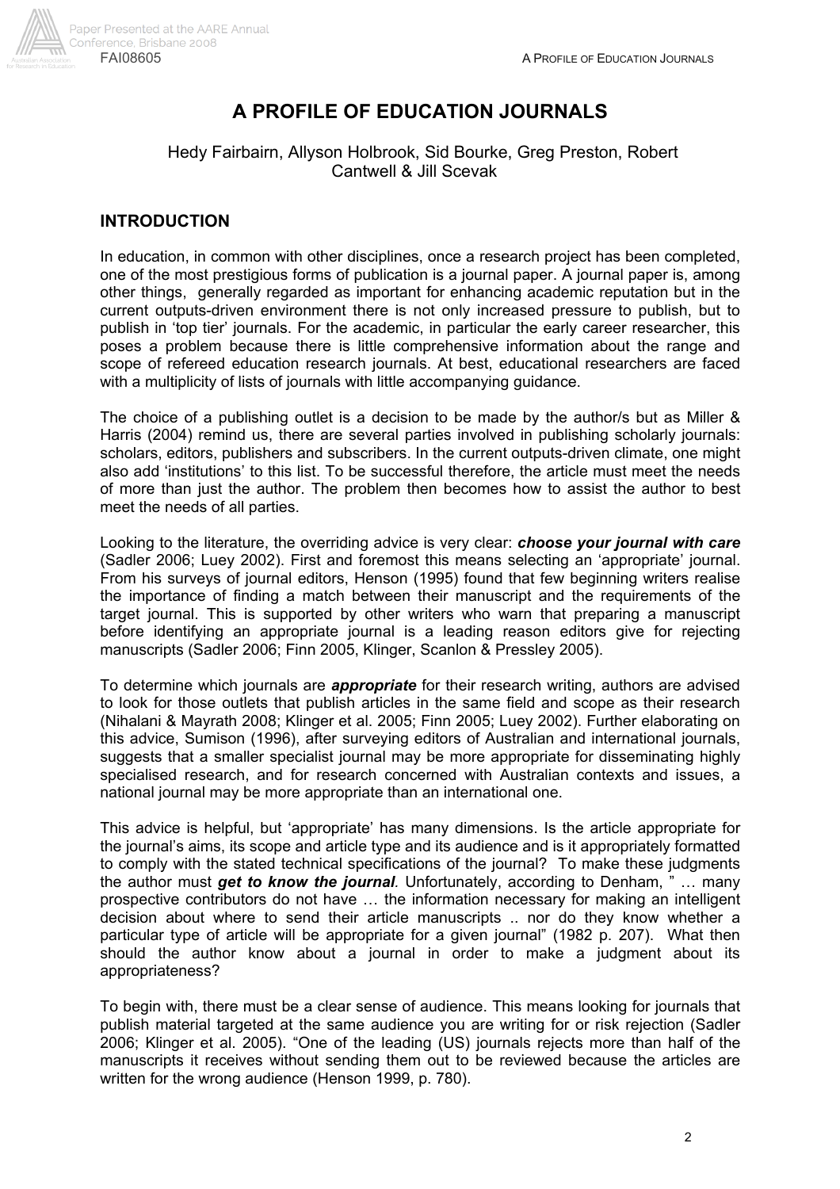# A PROFILE OF EDUCATION JOURNALS

Hedy Fairbairn, Allyson Holbrook, Sid Bourke, Greg Preston, Robert Cantwell & Jill Scevak

## INTRODUCTION

In education, in common with other disciplines, once a research project has been completed, one of the most prestigious forms of publication is a journal paper. A journal paper is, among other things, generally regarded as important for enhancing academic reputation but in the current outputs-driven environment there is not only increased pressure to publish, but to publish in 'top tier' journals. For the academic, in particular the early career researcher, this poses a problem because there is little comprehensive information about the range and scope of refereed education research journals. At best, educational researchers are faced with a multiplicity of lists of journals with little accompanying guidance.

The choice of a publishing outlet is a decision to be made by the author/s but as Miller & Harris (2004) remind us, there are several parties involved in publishing scholarly journals: scholars, editors, publishers and subscribers. In the current outputs-driven climate, one might also add 'institutions' to this list. To be successful therefore, the article must meet the needs of more than just the author. The problem then becomes how to assist the author to best meet the needs of all parties.

Looking to the literature, the overriding advice is very clear: ***choose your journal with care*** (Sadler 2006; Luey 2002). First and foremost this means selecting an 'appropriate' journal. From his surveys of journal editors, Henson (1995) found that few beginning writers realise the importance of finding a match between their manuscript and the requirements of the target journal. This is supported by other writers who warn that preparing a manuscript before identifying an appropriate journal is a leading reason editors give for rejecting manuscripts (Sadler 2006; Finn 2005, Klinger, Scanlon & Pressley 2005).

To determine which journals are ***appropriate*** for their research writing, authors are advised to look for those outlets that publish articles in the same field and scope as their research (Nihalani & Mayrath 2008; Klinger et al. 2005; Finn 2005; Luey 2002). Further elaborating on this advice, Sumison (1996), after surveying editors of Australian and international journals, suggests that a smaller specialist journal may be more appropriate for disseminating highly specialised research, and for research concerned with Australian contexts and issues, a national journal may be more appropriate than an international one.

This advice is helpful, but 'appropriate' has many dimensions. Is the article appropriate for the journal's aims, its scope and article type and its audience and is it appropriately formatted to comply with the stated technical specifications of the journal? To make these judgments the author must ***get to know the journal***. Unfortunately, according to Denham, " … many prospective contributors do not have … the information necessary for making an intelligent decision about where to send their article manuscripts .. nor do they know whether a particular type of article will be appropriate for a given journal" (1982 p. 207). What then should the author know about a journal in order to make a judgment about its appropriateness?

To begin with, there must be a clear sense of audience. This means looking for journals that publish material targeted at the same audience you are writing for or risk rejection (Sadler 2006; Klinger et al. 2005). "One of the leading (US) journals rejects more than half of the manuscripts it receives without sending them out to be reviewed because the articles are written for the wrong audience (Henson 1999, p. 780).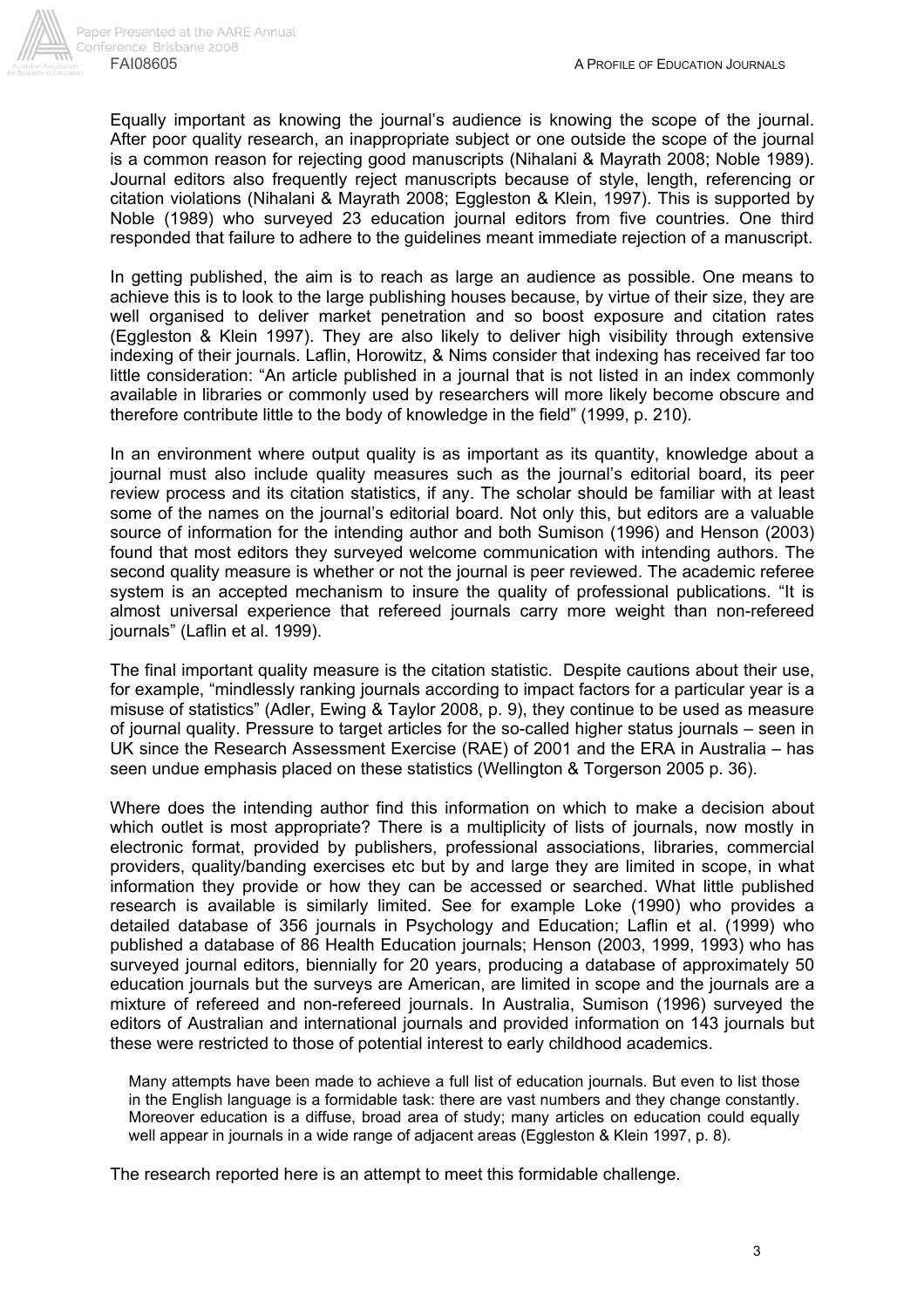Equally important as knowing the journal's audience is knowing the scope of the journal. After poor quality research, an inappropriate subject or one outside the scope of the journal is a common reason for rejecting good manuscripts (Nihalani & Mayrath 2008; Noble 1989). Journal editors also frequently reject manuscripts because of style, length, referencing or citation violations (Nihalani & Mayrath 2008; Eggleston & Klein, 1997). This is supported by Noble (1989) who surveyed 23 education journal editors from five countries. One third responded that failure to adhere to the guidelines meant immediate rejection of a manuscript.

In getting published, the aim is to reach as large an audience as possible. One means to achieve this is to look to the large publishing houses because, by virtue of their size, they are well organised to deliver market penetration and so boost exposure and citation rates (Eggleston & Klein 1997). They are also likely to deliver high visibility through extensive indexing of their journals. Laflin, Horowitz, & Nims consider that indexing has received far too little consideration: "An article published in a journal that is not listed in an index commonly available in libraries or commonly used by researchers will more likely become obscure and therefore contribute little to the body of knowledge in the field" (1999, p. 210).

In an environment where output quality is as important as its quantity, knowledge about a journal must also include quality measures such as the journal's editorial board, its peer review process and its citation statistics, if any. The scholar should be familiar with at least some of the names on the journal's editorial board. Not only this, but editors are a valuable source of information for the intending author and both Sumison (1996) and Henson (2003) found that most editors they surveyed welcome communication with intending authors. The second quality measure is whether or not the journal is peer reviewed. The academic referee system is an accepted mechanism to insure the quality of professional publications. "It is almost universal experience that refereed journals carry more weight than non-refereed journals" (Laflin et al. 1999).

The final important quality measure is the citation statistic. Despite cautions about their use, for example, "mindlessly ranking journals according to impact factors for a particular year is a misuse of statistics" (Adler, Ewing & Taylor 2008, p. 9), they continue to be used as measure of journal quality. Pressure to target articles for the so-called higher status journals – seen in UK since the Research Assessment Exercise (RAE) of 2001 and the ERA in Australia – has seen undue emphasis placed on these statistics (Wellington & Torgerson 2005 p. 36).

Where does the intending author find this information on which to make a decision about which outlet is most appropriate? There is a multiplicity of lists of journals, now mostly in electronic format, provided by publishers, professional associations, libraries, commercial providers, quality/banding exercises etc but by and large they are limited in scope, in what information they provide or how they can be accessed or searched. What little published research is available is similarly limited. See for example Loke (1990) who provides a detailed database of 356 journals in Psychology and Education; Laflin et al. (1999) who published a database of 86 Health Education journals; Henson (2003, 1999, 1993) who has surveyed journal editors, biennially for 20 years, producing a database of approximately 50 education journals but the surveys are American, are limited in scope and the journals are a mixture of refereed and non-refereed journals. In Australia, Sumison (1996) surveyed the editors of Australian and international journals and provided information on 143 journals but these were restricted to those of potential interest to early childhood academics.

> Many attempts have been made to achieve a full list of education journals. But even to list those in the English language is a formidable task: there are vast numbers and they change constantly. Moreover education is a diffuse, broad area of study; many articles on education could equally well appear in journals in a wide range of adjacent areas (Eggleston & Klein 1997, p. 8).

The research reported here is an attempt to meet this formidable challenge.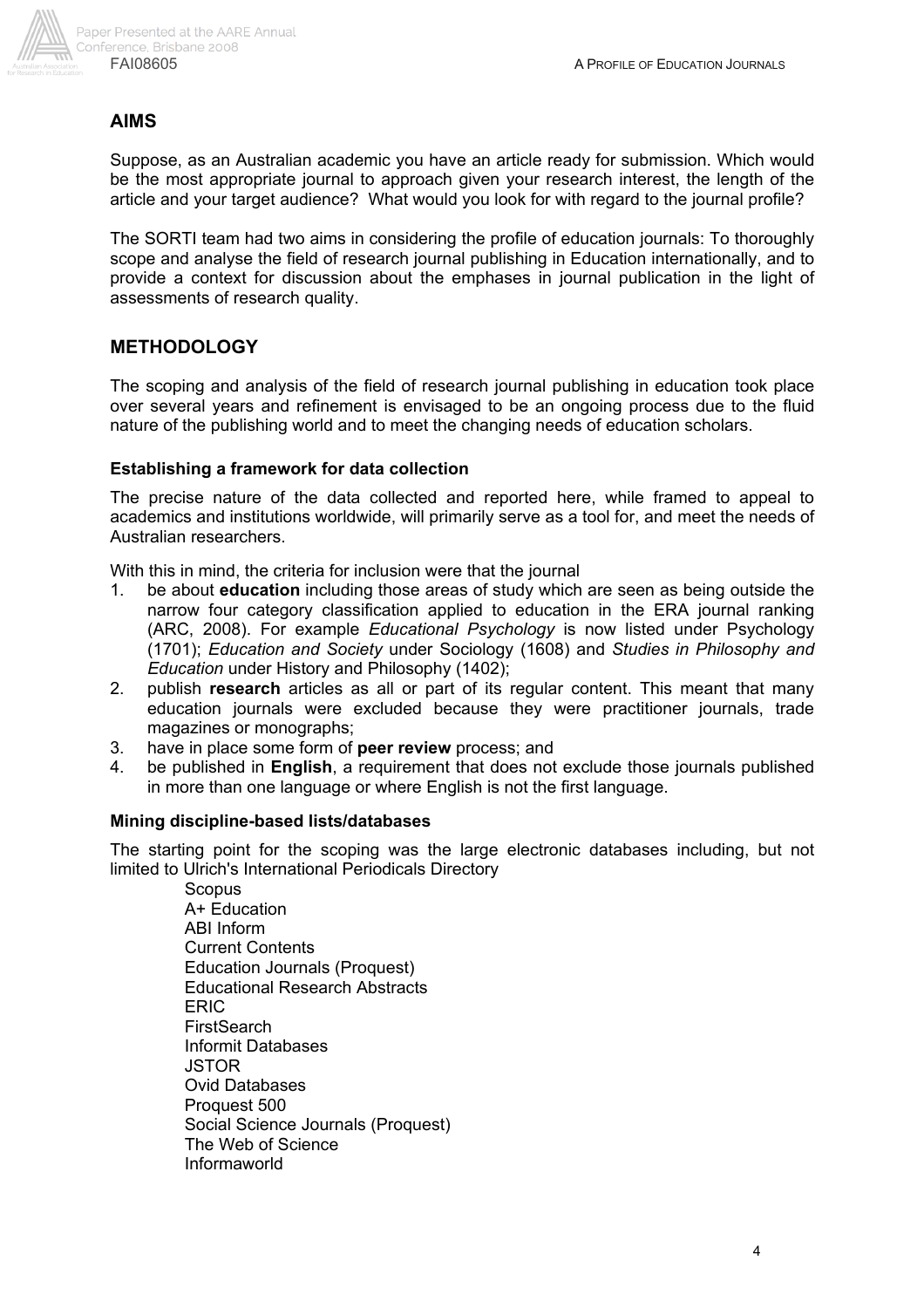## AIMS

Suppose, as an Australian academic you have an article ready for submission. Which would be the most appropriate journal to approach given your research interest, the length of the article and your target audience? What would you look for with regard to the journal profile?

The SORTI team had two aims in considering the profile of education journals: To thoroughly scope and analyse the field of research journal publishing in Education internationally, and to provide a context for discussion about the emphases in journal publication in the light of assessments of research quality.

## METHODOLOGY

The scoping and analysis of the field of research journal publishing in education took place over several years and refinement is envisaged to be an ongoing process due to the fluid nature of the publishing world and to meet the changing needs of education scholars.

### Establishing a framework for data collection

The precise nature of the data collected and reported here, while framed to appeal to academics and institutions worldwide, will primarily serve as a tool for, and meet the needs of Australian researchers.

With this in mind, the criteria for inclusion were that the journal

1. be about **education** including those areas of study which are seen as being outside the narrow four category classification applied to education in the ERA journal ranking (ARC, 2008). For example *Educational Psychology* is now listed under Psychology (1701); *Education and Society* under Sociology (1608) and *Studies in Philosophy and Education* under History and Philosophy (1402);
2. publish **research** articles as all or part of its regular content. This meant that many education journals were excluded because they were practitioner journals, trade magazines or monographs;
3. have in place some form of **peer review** process; and
4. be published in **English**, a requirement that does not exclude those journals published in more than one language or where English is not the first language.

### Mining discipline-based lists/databases

The starting point for the scoping was the large electronic databases including, but not limited to Ulrich's International Periodicals Directory

- Scopus
- A+ Education
- ABI Inform
- Current Contents
- Education Journals (Proquest)
- Educational Research Abstracts
- ERIC
- FirstSearch
- Informit Databases
- JSTOR
- Ovid Databases
- Proquest 500
- Social Science Journals (Proquest)
- The Web of Science
- Informaworld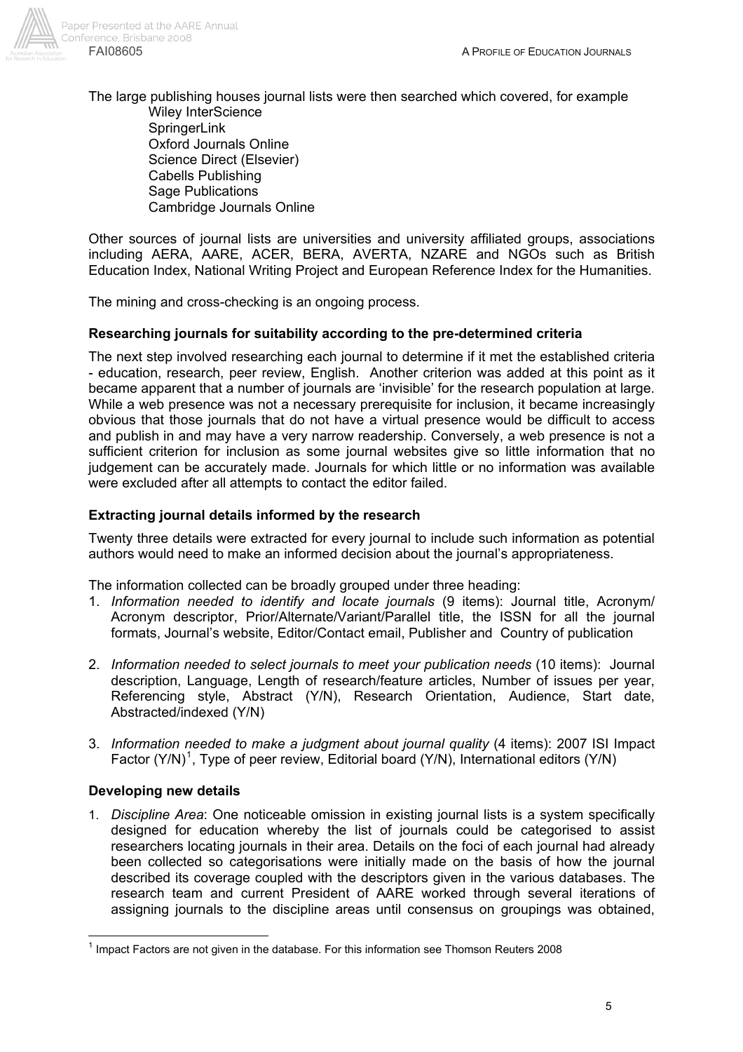The large publishing houses journal lists were then searched which covered, for example

Wiley InterScience
SpringerLink
Oxford Journals Online
Science Direct (Elsevier)
Cabells Publishing
Sage Publications
Cambridge Journals Online

Other sources of journal lists are universities and university affiliated groups, associations including AERA, AARE, ACER, BERA, AVERTA, NZARE and NGOs such as British Education Index, National Writing Project and European Reference Index for the Humanities.

The mining and cross-checking is an ongoing process.

### Researching journals for suitability according to the pre-determined criteria

The next step involved researching each journal to determine if it met the established criteria - education, research, peer review, English. Another criterion was added at this point as it became apparent that a number of journals are 'invisible' for the research population at large. While a web presence was not a necessary prerequisite for inclusion, it became increasingly obvious that those journals that do not have a virtual presence would be difficult to access and publish in and may have a very narrow readership. Conversely, a web presence is not a sufficient criterion for inclusion as some journal websites give so little information that no judgement can be accurately made. Journals for which little or no information was available were excluded after all attempts to contact the editor failed.

### Extracting journal details informed by the research

Twenty three details were extracted for every journal to include such information as potential authors would need to make an informed decision about the journal's appropriateness.

The information collected can be broadly grouped under three heading:

1. *Information needed to identify and locate journals* (9 items): Journal title, Acronym/ Acronym descriptor, Prior/Alternate/Variant/Parallel title, the ISSN for all the journal formats, Journal's website, Editor/Contact email, Publisher and Country of publication

2. *Information needed to select journals to meet your publication needs* (10 items): Journal description, Language, Length of research/feature articles, Number of issues per year, Referencing style, Abstract (Y/N), Research Orientation, Audience, Start date, Abstracted/indexed (Y/N)

3. *Information needed to make a judgment about journal quality* (4 items): 2007 ISI Impact Factor (Y/N)[1], Type of peer review, Editorial board (Y/N), International editors (Y/N)

### Developing new details

1. *Discipline Area*: One noticeable omission in existing journal lists is a system specifically designed for education whereby the list of journals could be categorised to assist researchers locating journals in their area. Details on the foci of each journal had already been collected so categorisations were initially made on the basis of how the journal described its coverage coupled with the descriptors given in the various databases. The research team and current President of AARE worked through several iterations of assigning journals to the discipline areas until consensus on groupings was obtained,

---

[1] Impact Factors are not given in the database. For this information see Thomson Reuters 2008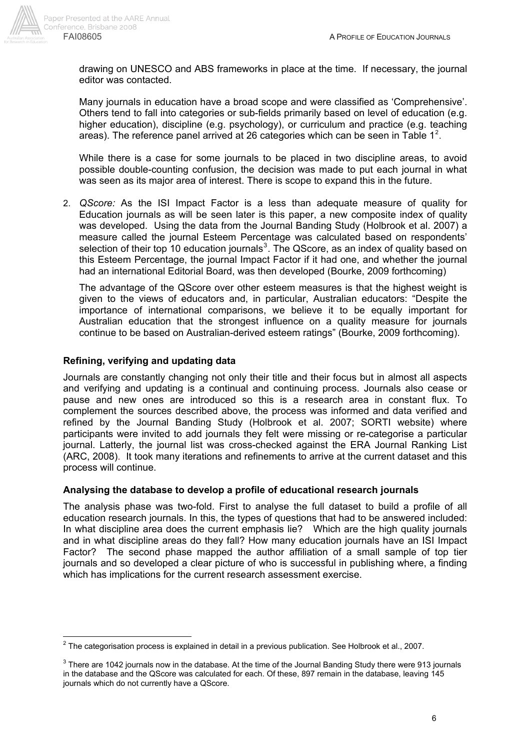drawing on UNESCO and ABS frameworks in place at the time. If necessary, the journal editor was contacted.

Many journals in education have a broad scope and were classified as 'Comprehensive'. Others tend to fall into categories or sub-fields primarily based on level of education (e.g. higher education), discipline (e.g. psychology), or curriculum and practice (e.g. teaching areas). The reference panel arrived at 26 categories which can be seen in Table 1[2].

While there is a case for some journals to be placed in two discipline areas, to avoid possible double-counting confusion, the decision was made to put each journal in what was seen as its major area of interest. There is scope to expand this in the future.

2. *QScore:* As the ISI Impact Factor is a less than adequate measure of quality for Education journals as will be seen later is this paper, a new composite index of quality was developed. Using the data from the Journal Banding Study (Holbrook et al. 2007) a measure called the journal Esteem Percentage was calculated based on respondents' selection of their top 10 education journals[3]. The QScore, as an index of quality based on this Esteem Percentage, the journal Impact Factor if it had one, and whether the journal had an international Editorial Board, was then developed (Bourke, 2009 forthcoming)

   The advantage of the QScore over other esteem measures is that the highest weight is given to the views of educators and, in particular, Australian educators: "Despite the importance of international comparisons, we believe it to be equally important for Australian education that the strongest influence on a quality measure for journals continue to be based on Australian-derived esteem ratings" (Bourke, 2009 forthcoming).

### Refining, verifying and updating data

Journals are constantly changing not only their title and their focus but in almost all aspects and verifying and updating is a continual and continuing process. Journals also cease or pause and new ones are introduced so this is a research area in constant flux. To complement the sources described above, the process was informed and data verified and refined by the Journal Banding Study (Holbrook et al. 2007; SORTI website) where participants were invited to add journals they felt were missing or re-categorise a particular journal. Latterly, the journal list was cross-checked against the ERA Journal Ranking List (ARC, 2008). It took many iterations and refinements to arrive at the current dataset and this process will continue.

### Analysing the database to develop a profile of educational research journals

The analysis phase was two-fold. First to analyse the full dataset to build a profile of all education research journals. In this, the types of questions that had to be answered included: In what discipline area does the current emphasis lie? Which are the high quality journals and in what discipline areas do they fall? How many education journals have an ISI Impact Factor? The second phase mapped the author affiliation of a small sample of top tier journals and so developed a clear picture of who is successful in publishing where, a finding which has implications for the current research assessment exercise.

---

[2] The categorisation process is explained in detail in a previous publication. See Holbrook et al., 2007.

[3] There are 1042 journals now in the database. At the time of the Journal Banding Study there were 913 journals in the database and the QScore was calculated for each. Of these, 897 remain in the database, leaving 145 journals which do not currently have a QScore.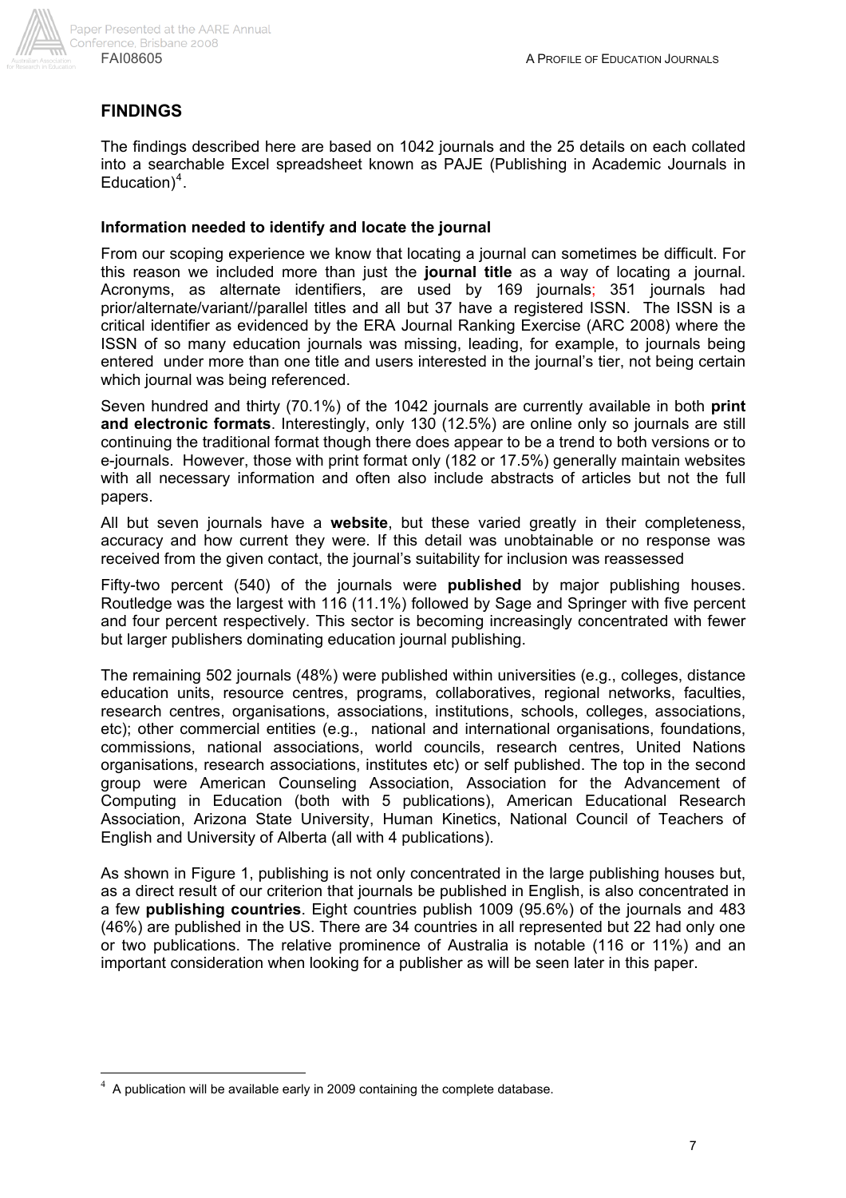## FINDINGS

The findings described here are based on 1042 journals and the 25 details on each collated into a searchable Excel spreadsheet known as PAJE (Publishing in Academic Journals in Education)[4].

### Information needed to identify and locate the journal

From our scoping experience we know that locating a journal can sometimes be difficult. For this reason we included more than just the **journal title** as a way of locating a journal. Acronyms, as alternate identifiers, are used by 169 journals; 351 journals had prior/alternate/variant//parallel titles and all but 37 have a registered ISSN. The ISSN is a critical identifier as evidenced by the ERA Journal Ranking Exercise (ARC 2008) where the ISSN of so many education journals was missing, leading, for example, to journals being entered under more than one title and users interested in the journal's tier, not being certain which journal was being referenced.

Seven hundred and thirty (70.1%) of the 1042 journals are currently available in both **print and electronic formats**. Interestingly, only 130 (12.5%) are online only so journals are still continuing the traditional format though there does appear to be a trend to both versions or to e-journals. However, those with print format only (182 or 17.5%) generally maintain websites with all necessary information and often also include abstracts of articles but not the full papers.

All but seven journals have a **website**, but these varied greatly in their completeness, accuracy and how current they were. If this detail was unobtainable or no response was received from the given contact, the journal's suitability for inclusion was reassessed

Fifty-two percent (540) of the journals were **published** by major publishing houses. Routledge was the largest with 116 (11.1%) followed by Sage and Springer with five percent and four percent respectively. This sector is becoming increasingly concentrated with fewer but larger publishers dominating education journal publishing.

The remaining 502 journals (48%) were published within universities (e.g., colleges, distance education units, resource centres, programs, collaboratives, regional networks, faculties, research centres, organisations, associations, institutions, schools, colleges, associations, etc); other commercial entities (e.g., national and international organisations, foundations, commissions, national associations, world councils, research centres, United Nations organisations, research associations, institutes etc) or self published. The top in the second group were American Counseling Association, Association for the Advancement of Computing in Education (both with 5 publications), American Educational Research Association, Arizona State University, Human Kinetics, National Council of Teachers of English and University of Alberta (all with 4 publications).

As shown in Figure 1, publishing is not only concentrated in the large publishing houses but, as a direct result of our criterion that journals be published in English, is also concentrated in a few **publishing countries**. Eight countries publish 1009 (95.6%) of the journals and 483 (46%) are published in the US. There are 34 countries in all represented but 22 had only one or two publications. The relative prominence of Australia is notable (116 or 11%) and an important consideration when looking for a publisher as will be seen later in this paper.

[4] A publication will be available early in 2009 containing the complete database.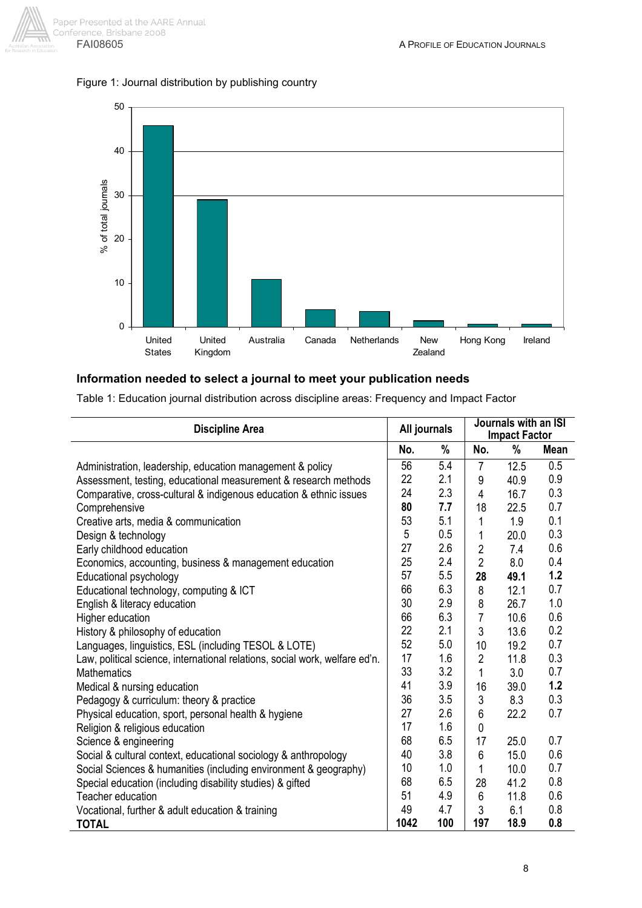Figure 1: Journal distribution by publishing country

## Information needed to select a journal to meet your publication needs

Table 1: Education journal distribution across discipline areas: Frequency and Impact Factor

| Discipline Area | All journals | | Journals with an ISI Impact Factor | | |
|---|---|---|---|---|---|
| | No. | % | No. | % | Mean |
| Administration, leadership, education management & policy | 56 | 5.4 | 7 | 12.5 | 0.5 |
| Assessment, testing, educational measurement & research methods | 22 | 2.1 | 9 | 40.9 | 0.9 |
| Comparative, cross-cultural & indigenous education & ethnic issues | 24 | 2.3 | 4 | 16.7 | 0.3 |
| Comprehensive | **80** | **7.7** | 18 | 22.5 | 0.7 |
| Creative arts, media & communication | 53 | 5.1 | 1 | 1.9 | 0.1 |
| Design & technology | 5 | 0.5 | 1 | 20.0 | 0.3 |
| Early childhood education | 27 | 2.6 | 2 | 7.4 | 0.6 |
| Economics, accounting, business & management education | 25 | 2.4 | 2 | 8.0 | 0.4 |
| Educational psychology | 57 | 5.5 | **28** | **49.1** | **1.2** |
| Educational technology, computing & ICT | 66 | 6.3 | 8 | 12.1 | 0.7 |
| English & literacy education | 30 | 2.9 | 8 | 26.7 | 1.0 |
| Higher education | 66 | 6.3 | 7 | 10.6 | 0.6 |
| History & philosophy of education | 22 | 2.1 | 3 | 13.6 | 0.2 |
| Languages, linguistics, ESL (including TESOL & LOTE) | 52 | 5.0 | 10 | 19.2 | 0.7 |
| Law, political science, international relations, social work, welfare ed'n. | 17 | 1.6 | 2 | 11.8 | 0.3 |
| Mathematics | 33 | 3.2 | 1 | 3.0 | 0.7 |
| Medical & nursing education | 41 | 3.9 | 16 | 39.0 | **1.2** |
| Pedagogy & curriculum: theory & practice | 36 | 3.5 | 3 | 8.3 | 0.3 |
| Physical education, sport, personal health & hygiene | 27 | 2.6 | 6 | 22.2 | 0.7 |
| Religion & religious education | 17 | 1.6 | 0 | | |
| Science & engineering | 68 | 6.5 | 17 | 25.0 | 0.7 |
| Social & cultural context, educational sociology & anthropology | 40 | 3.8 | 6 | 15.0 | 0.6 |
| Social Sciences & humanities (including environment & geography) | 10 | 1.0 | 1 | 10.0 | 0.7 |
| Special education (including disability studies) & gifted | 68 | 6.5 | 28 | 41.2 | 0.8 |
| Teacher education | 51 | 4.9 | 6 | 11.8 | 0.6 |
| Vocational, further & adult education & training | 49 | 4.7 | 3 | 6.1 | 0.8 |
| **TOTAL** | **1042** | **100** | **197** | **18.9** | **0.8** |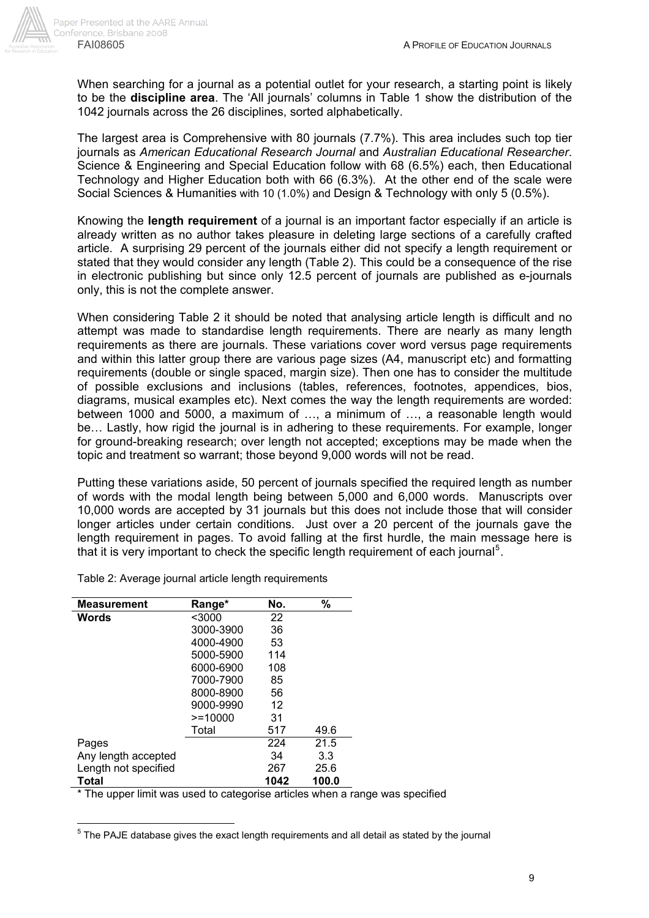When searching for a journal as a potential outlet for your research, a starting point is likely to be the **discipline area**. The 'All journals' columns in Table 1 show the distribution of the 1042 journals across the 26 disciplines, sorted alphabetically.

The largest area is Comprehensive with 80 journals (7.7%). This area includes such top tier journals as *American Educational Research Journal* and *Australian Educational Researcher*. Science & Engineering and Special Education follow with 68 (6.5%) each, then Educational Technology and Higher Education both with 66 (6.3%). At the other end of the scale were Social Sciences & Humanities with 10 (1.0%) and Design & Technology with only 5 (0.5%).

Knowing the **length requirement** of a journal is an important factor especially if an article is already written as no author takes pleasure in deleting large sections of a carefully crafted article. A surprising 29 percent of the journals either did not specify a length requirement or stated that they would consider any length (Table 2). This could be a consequence of the rise in electronic publishing but since only 12.5 percent of journals are published as e-journals only, this is not the complete answer.

When considering Table 2 it should be noted that analysing article length is difficult and no attempt was made to standardise length requirements. There are nearly as many length requirements as there are journals. These variations cover word versus page requirements and within this latter group there are various page sizes (A4, manuscript etc) and formatting requirements (double or single spaced, margin size). Then one has to consider the multitude of possible exclusions and inclusions (tables, references, footnotes, appendices, bios, diagrams, musical examples etc). Next comes the way the length requirements are worded: between 1000 and 5000, a maximum of …, a minimum of …, a reasonable length would be… Lastly, how rigid the journal is in adhering to these requirements. For example, longer for ground-breaking research; over length not accepted; exceptions may be made when the topic and treatment so warrant; those beyond 9,000 words will not be read.

Putting these variations aside, 50 percent of journals specified the required length as number of words with the modal length being between 5,000 and 6,000 words. Manuscripts over 10,000 words are accepted by 31 journals but this does not include those that will consider longer articles under certain conditions. Just over a 20 percent of the journals gave the length requirement in pages. To avoid falling at the first hurdle, the main message here is that it is very important to check the specific length requirement of each journal[5].

Table 2: Average journal article length requirements

| Measurement | Range* | No. | % |
|---|---|---|---|
| **Words** | <3000 | 22 | |
| | 3000-3900 | 36 | |
| | 4000-4900 | 53 | |
| | 5000-5900 | 114 | |
| | 6000-6900 | 108 | |
| | 7000-7900 | 85 | |
| | 8000-8900 | 56 | |
| | 9000-9990 | 12 | |
| | >=10000 | 31 | |
| | Total | 517 | 49.6 |
| Pages | | 224 | 21.5 |
| Any length accepted | | 34 | 3.3 |
| Length not specified | | 267 | 25.6 |
| **Total** | | **1042** | **100.0** |

* The upper limit was used to categorise articles when a range was specified

[5] The PAJE database gives the exact length requirements and all detail as stated by the journal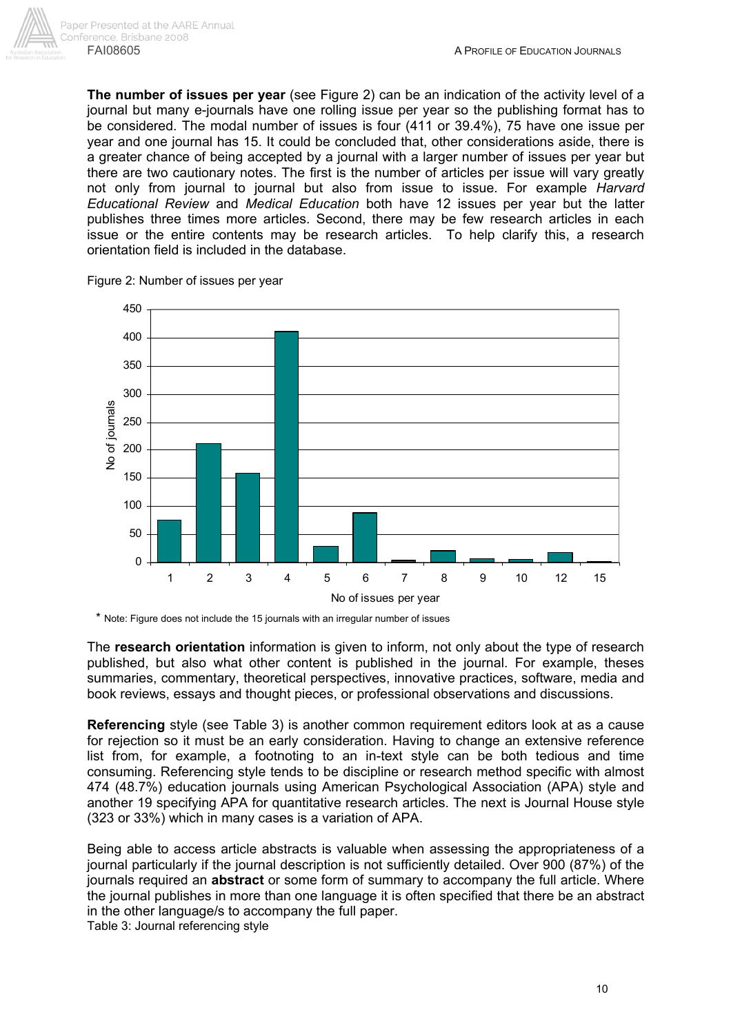**The number of issues per year** (see Figure 2) can be an indication of the activity level of a journal but many e-journals have one rolling issue per year so the publishing format has to be considered. The modal number of issues is four (411 or 39.4%), 75 have one issue per year and one journal has 15. It could be concluded that, other considerations aside, there is a greater chance of being accepted by a journal with a larger number of issues per year but there are two cautionary notes. The first is the number of articles per issue will vary greatly not only from journal to journal but also from issue to issue. For example *Harvard Educational Review* and *Medical Education* both have 12 issues per year but the latter publishes three times more articles. Second, there may be few research articles in each issue or the entire contents may be research articles. To help clarify this, a research orientation field is included in the database.

Figure 2: Number of issues per year

* Note: Figure does not include the 15 journals with an irregular number of issues

The **research orientation** information is given to inform, not only about the type of research published, but also what other content is published in the journal. For example, theses summaries, commentary, theoretical perspectives, innovative practices, software, media and book reviews, essays and thought pieces, or professional observations and discussions.

**Referencing** style (see Table 3) is another common requirement editors look at as a cause for rejection so it must be an early consideration. Having to change an extensive reference list from, for example, a footnoting to an in-text style can be both tedious and time consuming. Referencing style tends to be discipline or research method specific with almost 474 (48.7%) education journals using American Psychological Association (APA) style and another 19 specifying APA for quantitative research articles. The next is Journal House style (323 or 33%) which in many cases is a variation of APA.

Being able to access article abstracts is valuable when assessing the appropriateness of a journal particularly if the journal description is not sufficiently detailed. Over 900 (87%) of the journals required an **abstract** or some form of summary to accompany the full article. Where the journal publishes in more than one language it is often specified that there be an abstract in the other language/s to accompany the full paper.

Table 3: Journal referencing style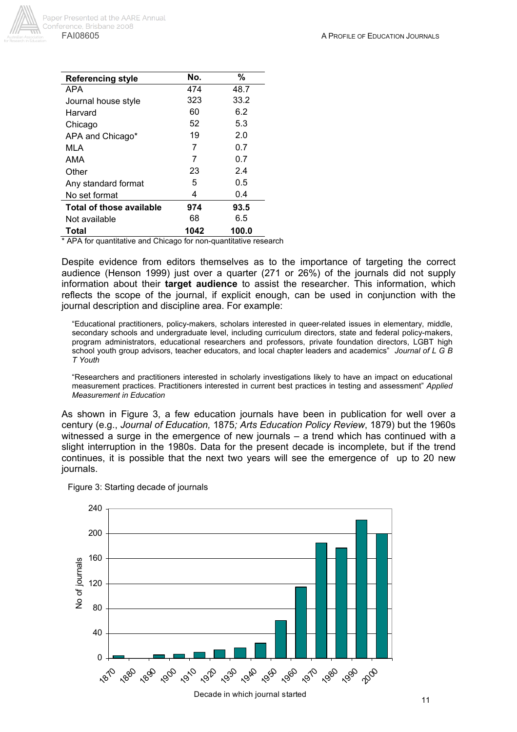| Referencing style | No. | % |
|---|---|---|
| APA | 474 | 48.7 |
| Journal house style | 323 | 33.2 |
| Harvard | 60 | 6.2 |
| Chicago | 52 | 5.3 |
| APA and Chicago* | 19 | 2.0 |
| MLA | 7 | 0.7 |
| AMA | 7 | 0.7 |
| Other | 23 | 2.4 |
| Any standard format | 5 | 0.5 |
| No set format | 4 | 0.4 |
| **Total of those available** | **974** | **93.5** |
| Not available | 68 | 6.5 |
| **Total** | **1042** | **100.0** |

* APA for quantitative and Chicago for non-quantitative research

Despite evidence from editors themselves as to the importance of targeting the correct audience (Henson 1999) just over a quarter (271 or 26%) of the journals did not supply information about their **target audience** to assist the researcher. This information, which reflects the scope of the journal, if explicit enough, can be used in conjunction with the journal description and discipline area. For example:

> "Educational practitioners, policy-makers, scholars interested in queer-related issues in elementary, middle, secondary schools and undergraduate level, including curriculum directors, state and federal policy-makers, program administrators, educational researchers and professors, private foundation directors, LGBT high school youth group advisors, teacher educators, and local chapter leaders and academics" *Journal of L G B T Youth*

> "Researchers and practitioners interested in scholarly investigations likely to have an impact on educational measurement practices. Practitioners interested in current best practices in testing and assessment" *Applied Measurement in Education*

As shown in Figure 3, a few education journals have been in publication for well over a century (e.g., *Journal of Education,* 1875*; Arts Education Policy Review*, 1879) but the 1960s witnessed a surge in the emergence of new journals – a trend which has continued with a slight interruption in the 1980s. Data for the present decade is incomplete, but if the trend continues, it is possible that the next two years will see the emergence of up to 20 new journals.

Figure 3: Starting decade of journals

| Decade in which journal started | No of journals (approx.) |
|---|---|
| 1870 | 4 |
| 1880 | 0 |
| 1890 | 6 |
| 1900 | 7 |
| 1910 | 10 |
| 1920 | 14 |
| 1930 | 17 |
| 1940 | 24 |
| 1950 | 61 |
| 1960 | 115 |
| 1970 | 185 |
| 1980 | 177 |
| 1990 | 222 |
| 2000 | 200 |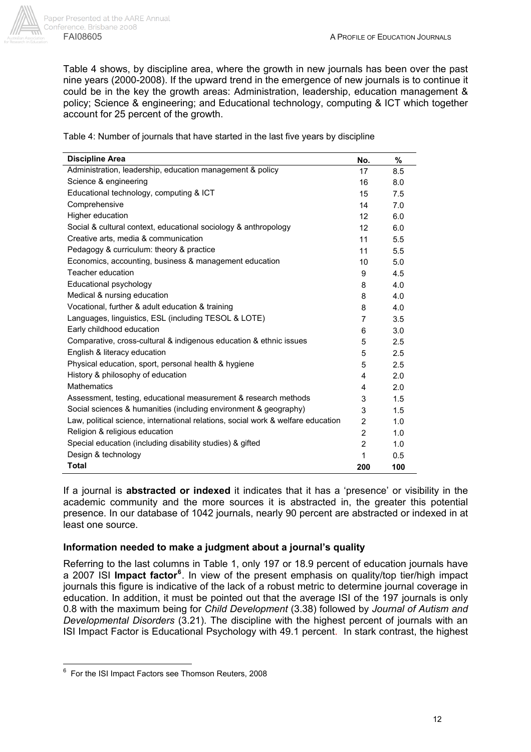Table 4 shows, by discipline area, where the growth in new journals has been over the past nine years (2000-2008). If the upward trend in the emergence of new journals is to continue it could be in the key the growth areas: Administration, leadership, education management & policy; Science & engineering; and Educational technology, computing & ICT which together account for 25 percent of the growth.

Table 4: Number of journals that have started in the last five years by discipline

| Discipline Area | No. | % |
|---|---|---|
| Administration, leadership, education management & policy | 17 | 8.5 |
| Science & engineering | 16 | 8.0 |
| Educational technology, computing & ICT | 15 | 7.5 |
| Comprehensive | 14 | 7.0 |
| Higher education | 12 | 6.0 |
| Social & cultural context, educational sociology & anthropology | 12 | 6.0 |
| Creative arts, media & communication | 11 | 5.5 |
| Pedagogy & curriculum: theory & practice | 11 | 5.5 |
| Economics, accounting, business & management education | 10 | 5.0 |
| Teacher education | 9 | 4.5 |
| Educational psychology | 8 | 4.0 |
| Medical & nursing education | 8 | 4.0 |
| Vocational, further & adult education & training | 8 | 4.0 |
| Languages, linguistics, ESL (including TESOL & LOTE) | 7 | 3.5 |
| Early childhood education | 6 | 3.0 |
| Comparative, cross-cultural & indigenous education & ethnic issues | 5 | 2.5 |
| English & literacy education | 5 | 2.5 |
| Physical education, sport, personal health & hygiene | 5 | 2.5 |
| History & philosophy of education | 4 | 2.0 |
| Mathematics | 4 | 2.0 |
| Assessment, testing, educational measurement & research methods | 3 | 1.5 |
| Social sciences & humanities (including environment & geography) | 3 | 1.5 |
| Law, political science, international relations, social work & welfare education | 2 | 1.0 |
| Religion & religious education | 2 | 1.0 |
| Special education (including disability studies) & gifted | 2 | 1.0 |
| Design & technology | 1 | 0.5 |
| **Total** | **200** | **100** |

If a journal is **abstracted or indexed** it indicates that it has a 'presence' or visibility in the academic community and the more sources it is abstracted in, the greater this potential presence. In our database of 1042 journals, nearly 90 percent are abstracted or indexed in at least one source.

### Information needed to make a judgment about a journal's quality

Referring to the last columns in Table 1, only 197 or 18.9 percent of education journals have a 2007 ISI **Impact factor**[6]. In view of the present emphasis on quality/top tier/high impact journals this figure is indicative of the lack of a robust metric to determine journal coverage in education. In addition, it must be pointed out that the average ISI of the 197 journals is only 0.8 with the maximum being for *Child Development* (3.38) followed by *Journal of Autism and Developmental Disorders* (3.21). The discipline with the highest percent of journals with an ISI Impact Factor is Educational Psychology with 49.1 percent. In stark contrast, the highest

[6] For the ISI Impact Factors see Thomson Reuters, 2008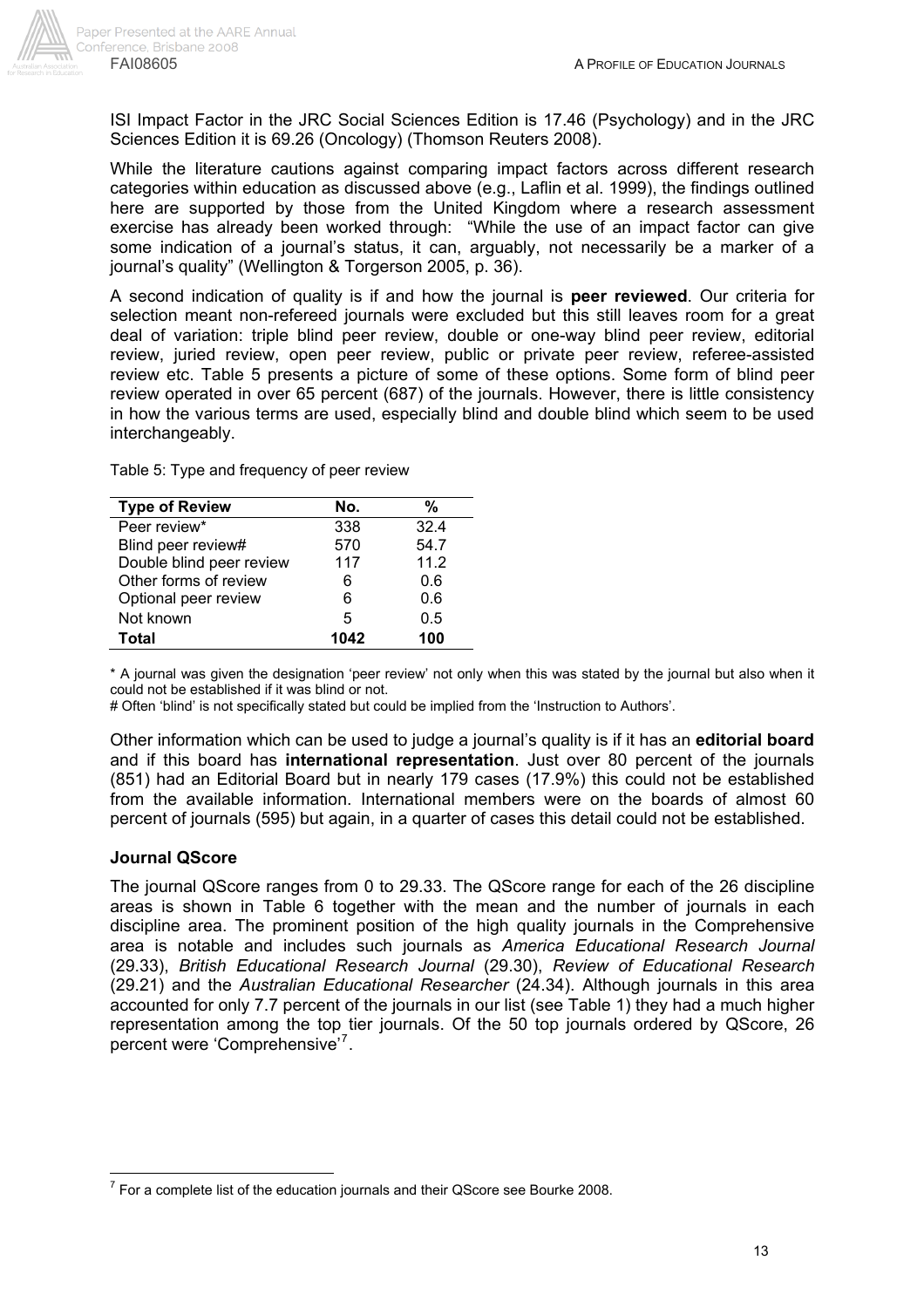ISI Impact Factor in the JRC Social Sciences Edition is 17.46 (Psychology) and in the JRC Sciences Edition it is 69.26 (Oncology) (Thomson Reuters 2008).

While the literature cautions against comparing impact factors across different research categories within education as discussed above (e.g., Laflin et al. 1999), the findings outlined here are supported by those from the United Kingdom where a research assessment exercise has already been worked through: "While the use of an impact factor can give some indication of a journal's status, it can, arguably, not necessarily be a marker of a journal's quality" (Wellington & Torgerson 2005, p. 36).

A second indication of quality is if and how the journal is **peer reviewed**. Our criteria for selection meant non-refereed journals were excluded but this still leaves room for a great deal of variation: triple blind peer review, double or one-way blind peer review, editorial review, juried review, open peer review, public or private peer review, referee-assisted review etc. Table 5 presents a picture of some of these options. Some form of blind peer review operated in over 65 percent (687) of the journals. However, there is little consistency in how the various terms are used, especially blind and double blind which seem to be used interchangeably.

Table 5: Type and frequency of peer review

| Type of Review | No. | % |
|---|---|---|
| Peer review* | 338 | 32.4 |
| Blind peer review# | 570 | 54.7 |
| Double blind peer review | 117 | 11.2 |
| Other forms of review | 6 | 0.6 |
| Optional peer review | 6 | 0.6 |
| Not known | 5 | 0.5 |
| **Total** | **1042** | **100** |

* A journal was given the designation 'peer review' not only when this was stated by the journal but also when it could not be established if it was blind or not.
# Often 'blind' is not specifically stated but could be implied from the 'Instruction to Authors'.

Other information which can be used to judge a journal's quality is if it has an **editorial board** and if this board has **international representation**. Just over 80 percent of the journals (851) had an Editorial Board but in nearly 179 cases (17.9%) this could not be established from the available information. International members were on the boards of almost 60 percent of journals (595) but again, in a quarter of cases this detail could not be established.

### Journal QScore

The journal QScore ranges from 0 to 29.33. The QScore range for each of the 26 discipline areas is shown in Table 6 together with the mean and the number of journals in each discipline area. The prominent position of the high quality journals in the Comprehensive area is notable and includes such journals as *America Educational Research Journal* (29.33), *British Educational Research Journal* (29.30), *Review of Educational Research* (29.21) and the *Australian Educational Researcher* (24.34). Although journals in this area accounted for only 7.7 percent of the journals in our list (see Table 1) they had a much higher representation among the top tier journals. Of the 50 top journals ordered by QScore, 26 percent were 'Comprehensive'[7].

[7] For a complete list of the education journals and their QScore see Bourke 2008.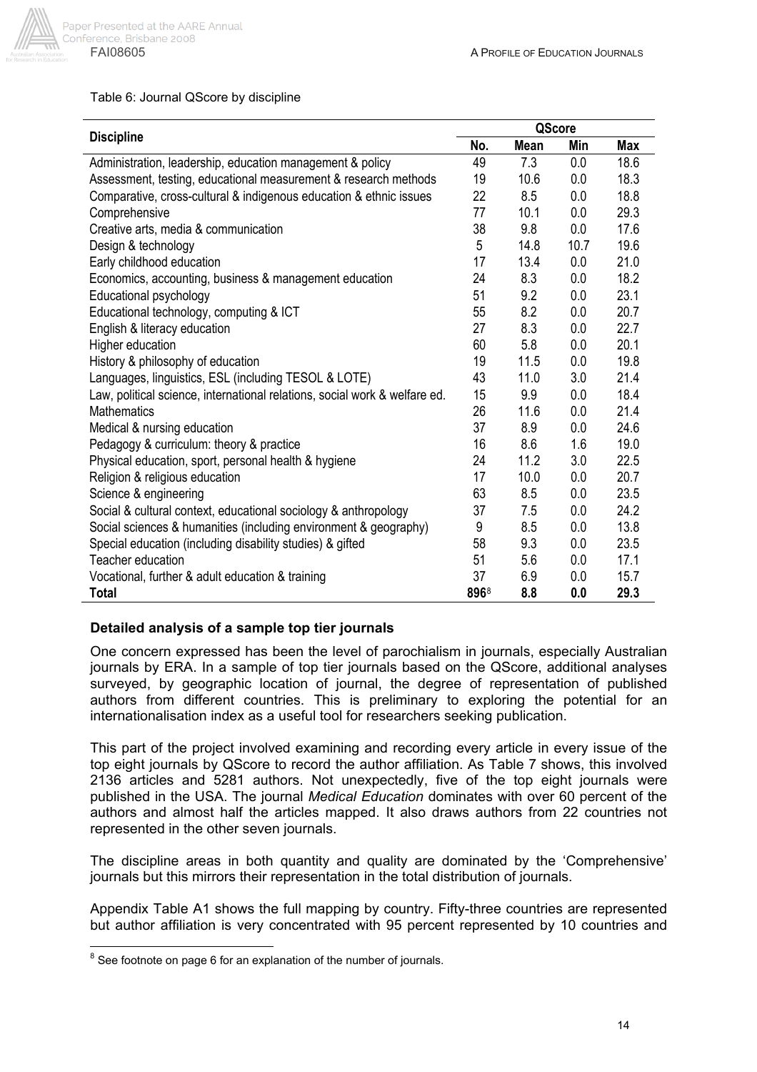Table 6: Journal QScore by discipline

| Discipline | QScore | | | |
|---|---|---|---|---|
| | No. | Mean | Min | Max |
| Administration, leadership, education management & policy | 49 | 7.3 | 0.0 | 18.6 |
| Assessment, testing, educational measurement & research methods | 19 | 10.6 | 0.0 | 18.3 |
| Comparative, cross-cultural & indigenous education & ethnic issues | 22 | 8.5 | 0.0 | 18.8 |
| Comprehensive | 77 | 10.1 | 0.0 | 29.3 |
| Creative arts, media & communication | 38 | 9.8 | 0.0 | 17.6 |
| Design & technology | 5 | 14.8 | 10.7 | 19.6 |
| Early childhood education | 17 | 13.4 | 0.0 | 21.0 |
| Economics, accounting, business & management education | 24 | 8.3 | 0.0 | 18.2 |
| Educational psychology | 51 | 9.2 | 0.0 | 23.1 |
| Educational technology, computing & ICT | 55 | 8.2 | 0.0 | 20.7 |
| English & literacy education | 27 | 8.3 | 0.0 | 22.7 |
| Higher education | 60 | 5.8 | 0.0 | 20.1 |
| History & philosophy of education | 19 | 11.5 | 0.0 | 19.8 |
| Languages, linguistics, ESL (including TESOL & LOTE) | 43 | 11.0 | 3.0 | 21.4 |
| Law, political science, international relations, social work & welfare ed. | 15 | 9.9 | 0.0 | 18.4 |
| Mathematics | 26 | 11.6 | 0.0 | 21.4 |
| Medical & nursing education | 37 | 8.9 | 0.0 | 24.6 |
| Pedagogy & curriculum: theory & practice | 16 | 8.6 | 1.6 | 19.0 |
| Physical education, sport, personal health & hygiene | 24 | 11.2 | 3.0 | 22.5 |
| Religion & religious education | 17 | 10.0 | 0.0 | 20.7 |
| Science & engineering | 63 | 8.5 | 0.0 | 23.5 |
| Social & cultural context, educational sociology & anthropology | 37 | 7.5 | 0.0 | 24.2 |
| Social sciences & humanities (including environment & geography) | 9 | 8.5 | 0.0 | 13.8 |
| Special education (including disability studies) & gifted | 58 | 9.3 | 0.0 | 23.5 |
| Teacher education | 51 | 5.6 | 0.0 | 17.1 |
| Vocational, further & adult education & training | 37 | 6.9 | 0.0 | 15.7 |
| **Total** | **896**[8] | **8.8** | **0.0** | **29.3** |

### Detailed analysis of a sample top tier journals

One concern expressed has been the level of parochialism in journals, especially Australian journals by ERA. In a sample of top tier journals based on the QScore, additional analyses surveyed, by geographic location of journal, the degree of representation of published authors from different countries. This is preliminary to exploring the potential for an internationalisation index as a useful tool for researchers seeking publication.

This part of the project involved examining and recording every article in every issue of the top eight journals by QScore to record the author affiliation. As Table 7 shows, this involved 2136 articles and 5281 authors. Not unexpectedly, five of the top eight journals were published in the USA. The journal *Medical Education* dominates with over 60 percent of the authors and almost half the articles mapped. It also draws authors from 22 countries not represented in the other seven journals.

The discipline areas in both quantity and quality are dominated by the 'Comprehensive' journals but this mirrors their representation in the total distribution of journals.

Appendix Table A1 shows the full mapping by country. Fifty-three countries are represented but author affiliation is very concentrated with 95 percent represented by 10 countries and

[8] See footnote on page 6 for an explanation of the number of journals.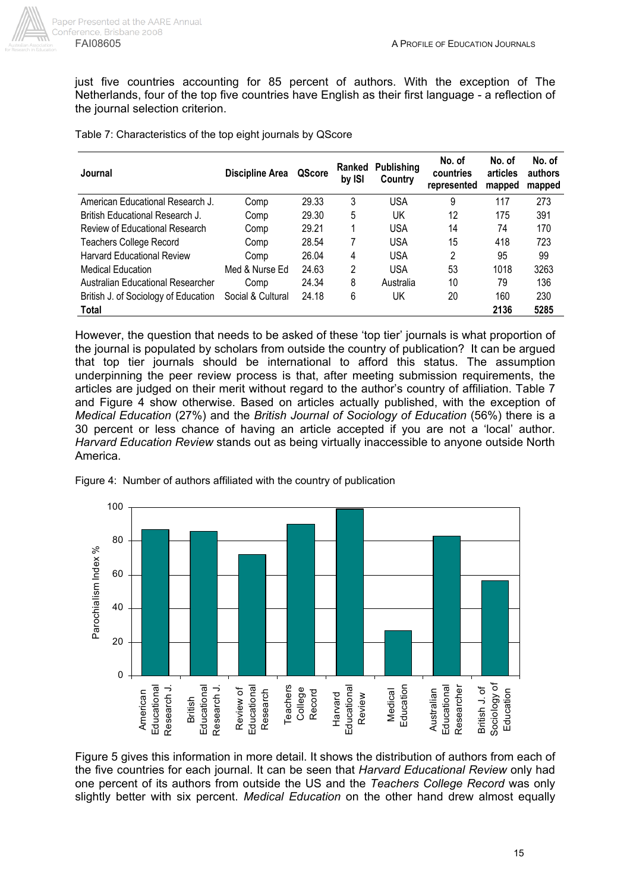just five countries accounting for 85 percent of authors. With the exception of The Netherlands, four of the top five countries have English as their first language - a reflection of the journal selection criterion.

Table 7: Characteristics of the top eight journals by QScore

| Journal | Discipline Area | QScore | Ranked by ISI | Publishing Country | No. of countries represented | No. of articles mapped | No. of authors mapped |
|---|---|---|---|---|---|---|---|
| American Educational Research J. | Comp | 29.33 | 3 | USA | 9 | 117 | 273 |
| British Educational Research J. | Comp | 29.30 | 5 | UK | 12 | 175 | 391 |
| Review of Educational Research | Comp | 29.21 | 1 | USA | 14 | 74 | 170 |
| Teachers College Record | Comp | 28.54 | 7 | USA | 15 | 418 | 723 |
| Harvard Educational Review | Comp | 26.04 | 4 | USA | 2 | 95 | 99 |
| Medical Education | Med & Nurse Ed | 24.63 | 2 | USA | 53 | 1018 | 3263 |
| Australian Educational Researcher | Comp | 24.34 | 8 | Australia | 10 | 79 | 136 |
| British J. of Sociology of Education | Social & Cultural | 24.18 | 6 | UK | 20 | 160 | 230 |
| **Total** | | | | | | **2136** | **5285** |

However, the question that needs to be asked of these 'top tier' journals is what proportion of the journal is populated by scholars from outside the country of publication? It can be argued that top tier journals should be international to afford this status. The assumption underpinning the peer review process is that, after meeting submission requirements, the articles are judged on their merit without regard to the author's country of affiliation. Table 7 and Figure 4 show otherwise. Based on articles actually published, with the exception of *Medical Education* (27%) and the *British Journal of Sociology of Education* (56%) there is a 30 percent or less chance of having an article accepted if you are not a 'local' author. *Harvard Education Review* stands out as being virtually inaccessible to anyone outside North America.

Figure 4: Number of authors affiliated with the country of publication

| Journal | Parochialism Index % (approx.) |
|---|---|
| American Educational Research J. | 87 |
| British Educational Research J. | 86 |
| Review of Educational Research | 72 |
| Teachers College Record | 90 |
| Harvard Educational Review | 99 |
| Medical Education | 27 |
| Australian Educational Researcher | 83 |
| British J. of Sociology of Education | 56 |

Figure 5 gives this information in more detail. It shows the distribution of authors from each of the five countries for each journal. It can be seen that *Harvard Educational Review* only had one percent of its authors from outside the US and the *Teachers College Record* was only slightly better with six percent. *Medical Education* on the other hand drew almost equally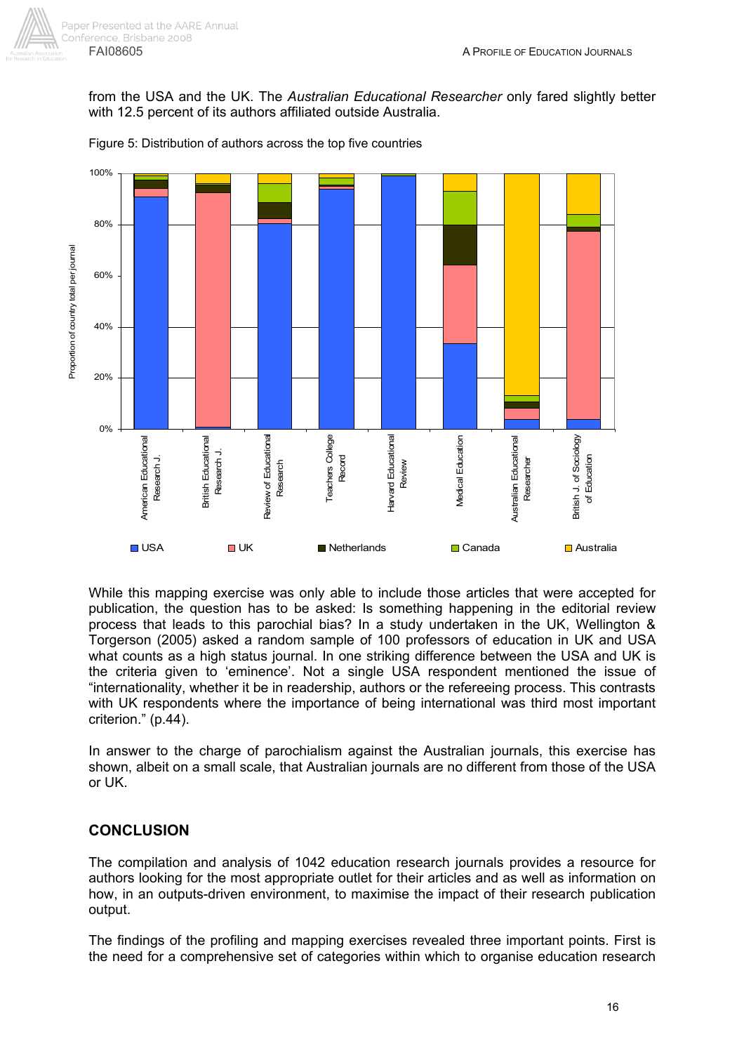from the USA and the UK. The *Australian Educational Researcher* only fared slightly better with 12.5 percent of its authors affiliated outside Australia.

Figure 5: Distribution of authors across the top five countries

While this mapping exercise was only able to include those articles that were accepted for publication, the question has to be asked: Is something happening in the editorial review process that leads to this parochial bias? In a study undertaken in the UK, Wellington & Torgerson (2005) asked a random sample of 100 professors of education in UK and USA what counts as a high status journal. In one striking difference between the USA and UK is the criteria given to 'eminence'. Not a single USA respondent mentioned the issue of "internationality, whether it be in readership, authors or the refereeing process. This contrasts with UK respondents where the importance of being international was third most important criterion." (p.44).

In answer to the charge of parochialism against the Australian journals, this exercise has shown, albeit on a small scale, that Australian journals are no different from those of the USA or UK.

## CONCLUSION

The compilation and analysis of 1042 education research journals provides a resource for authors looking for the most appropriate outlet for their articles and as well as information on how, in an outputs-driven environment, to maximise the impact of their research publication output.

The findings of the profiling and mapping exercises revealed three important points. First is the need for a comprehensive set of categories within which to organise education research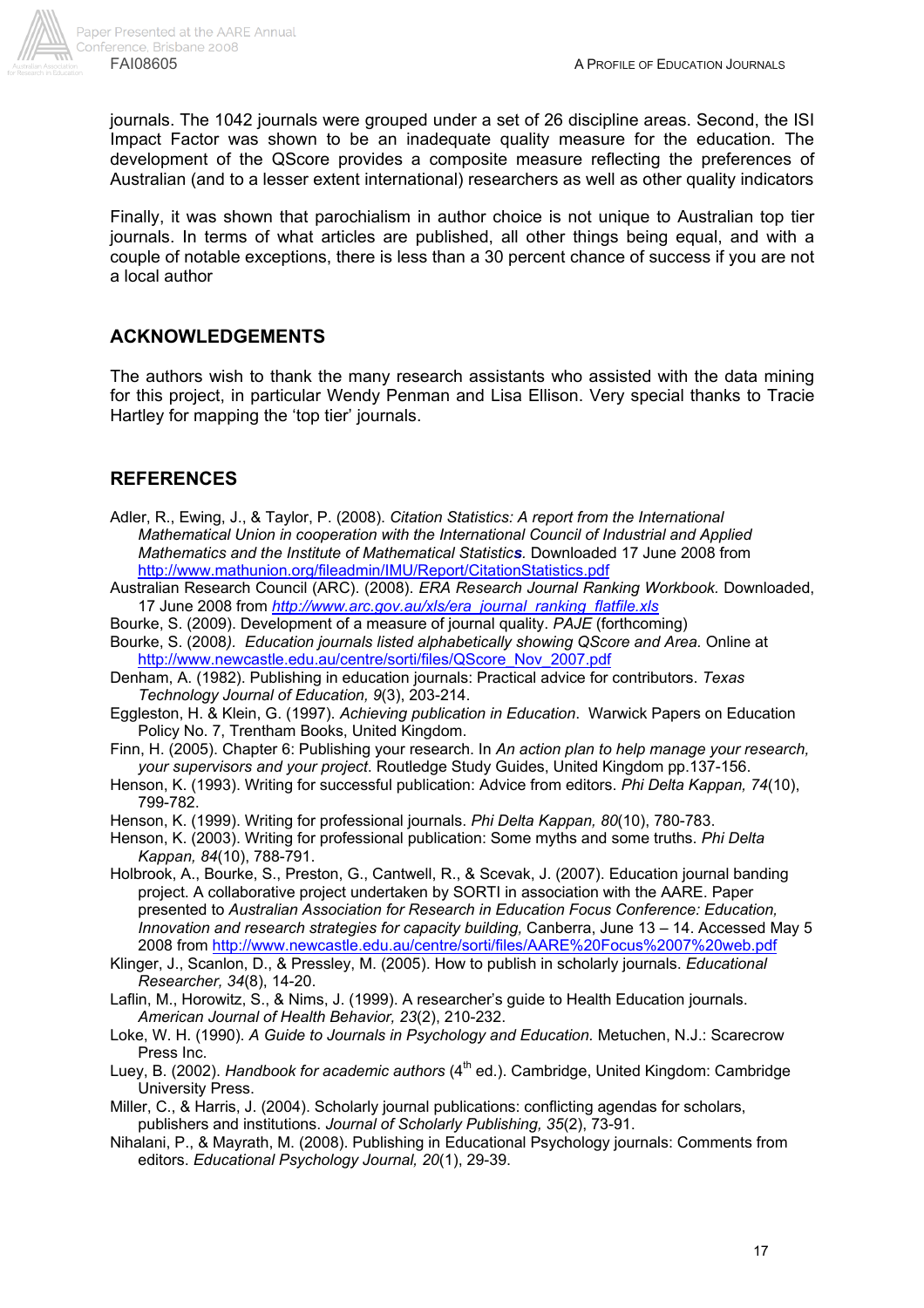journals. The 1042 journals were grouped under a set of 26 discipline areas. Second, the ISI Impact Factor was shown to be an inadequate quality measure for the education. The development of the QScore provides a composite measure reflecting the preferences of Australian (and to a lesser extent international) researchers as well as other quality indicators

Finally, it was shown that parochialism in author choice is not unique to Australian top tier journals. In terms of what articles are published, all other things being equal, and with a couple of notable exceptions, there is less than a 30 percent chance of success if you are not a local author

## ACKNOWLEDGEMENTS

The authors wish to thank the many research assistants who assisted with the data mining for this project, in particular Wendy Penman and Lisa Ellison. Very special thanks to Tracie Hartley for mapping the 'top tier' journals.

## REFERENCES

Adler, R., Ewing, J., & Taylor, P. (2008). *Citation Statistics: A report from the International Mathematical Union in cooperation with the International Council of Industrial and Applied Mathematics and the Institute of Mathematical Statistics*. Downloaded 17 June 2008 from http://www.mathunion.org/fileadmin/IMU/Report/CitationStatistics.pdf

Australian Research Council (ARC). (2008). *ERA Research Journal Ranking Workbook*. Downloaded, 17 June 2008 from *http://www.arc.gov.au/xls/era_journal_ranking_flatfile.xls*

Bourke, S. (2009). Development of a measure of journal quality. *PAJE* (forthcoming)

Bourke, S. (2008*). Education journals listed alphabetically showing QScore and Area.* Online at http://www.newcastle.edu.au/centre/sorti/files/QScore_Nov_2007.pdf

Denham, A. (1982). Publishing in education journals: Practical advice for contributors. *Texas Technology Journal of Education, 9*(3), 203-214.

Eggleston, H. & Klein, G. (1997). *Achieving publication in Education*. Warwick Papers on Education Policy No. 7, Trentham Books, United Kingdom.

Finn, H. (2005). Chapter 6: Publishing your research. In *An action plan to help manage your research, your supervisors and your project*. Routledge Study Guides, United Kingdom pp.137-156.

Henson, K. (1993). Writing for successful publication: Advice from editors. *Phi Delta Kappan, 74*(10), 799-782.

Henson, K. (1999). Writing for professional journals. *Phi Delta Kappan, 80*(10), 780-783.

Henson, K. (2003). Writing for professional publication: Some myths and some truths. *Phi Delta Kappan, 84*(10), 788-791.

Holbrook, A., Bourke, S., Preston, G., Cantwell, R., & Scevak, J. (2007). Education journal banding project. A collaborative project undertaken by SORTI in association with the AARE. Paper presented to *Australian Association for Research in Education Focus Conference: Education, Innovation and research strategies for capacity building,* Canberra, June 13 – 14. Accessed May 5 2008 from http://www.newcastle.edu.au/centre/sorti/files/AARE%20Focus%2007%20web.pdf

Klinger, J., Scanlon, D., & Pressley, M. (2005). How to publish in scholarly journals. *Educational Researcher, 34*(8), 14-20.

Laflin, M., Horowitz, S., & Nims, J. (1999). A researcher's guide to Health Education journals. *American Journal of Health Behavior, 23*(2), 210-232.

Loke, W. H. (1990). *A Guide to Journals in Psychology and Education*. Metuchen, N.J.: Scarecrow Press Inc.

Luey, B. (2002). *Handbook for academic authors* (4th ed.). Cambridge, United Kingdom: Cambridge University Press.

Miller, C., & Harris, J. (2004). Scholarly journal publications: conflicting agendas for scholars, publishers and institutions. *Journal of Scholarly Publishing, 35*(2), 73-91.

Nihalani, P., & Mayrath, M. (2008). Publishing in Educational Psychology journals: Comments from editors. *Educational Psychology Journal, 20*(1), 29-39.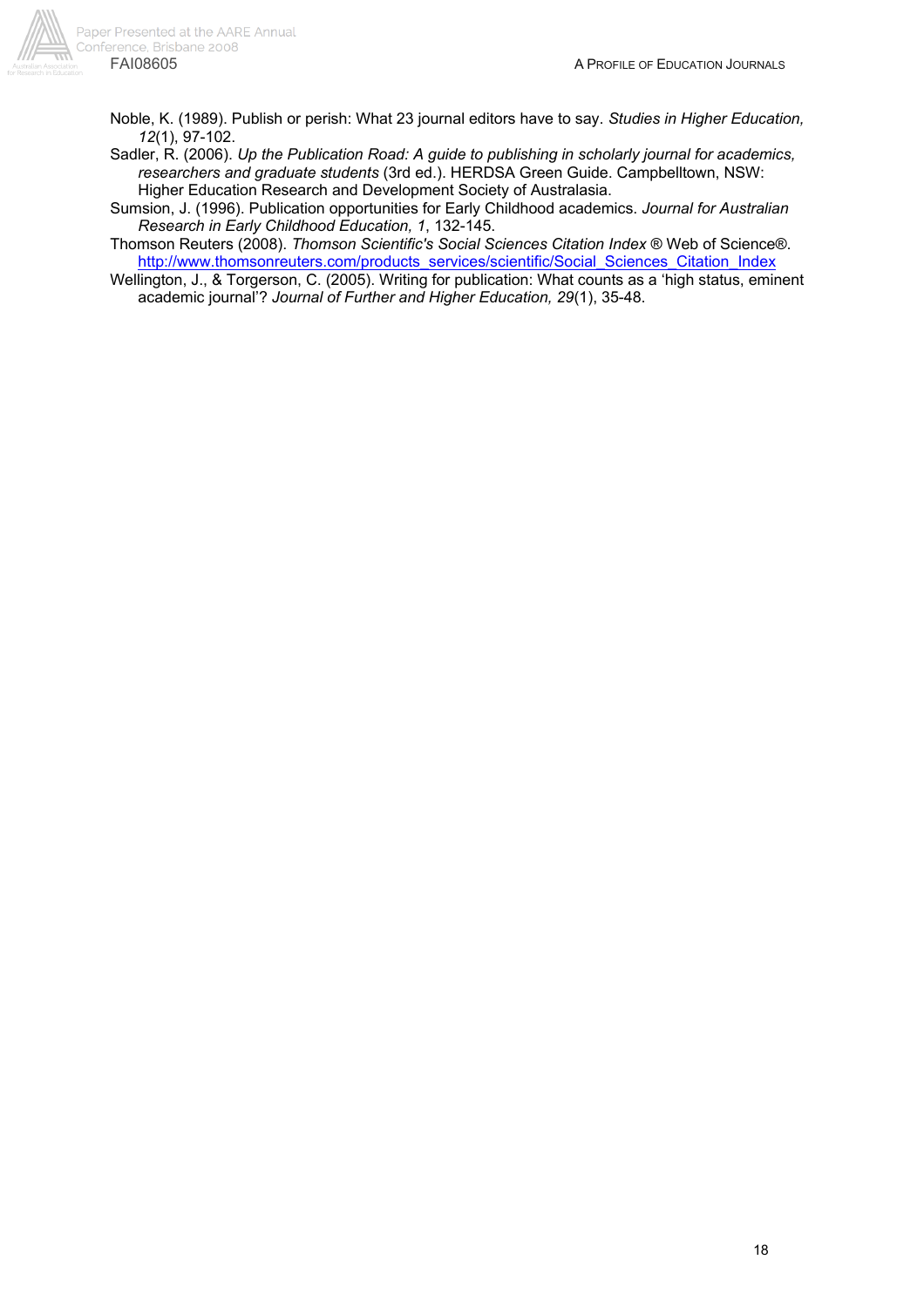Noble, K. (1989). Publish or perish: What 23 journal editors have to say. *Studies in Higher Education, 12*(1), 97-102.

Sadler, R. (2006). *Up the Publication Road: A guide to publishing in scholarly journal for academics, researchers and graduate students* (3rd ed.). HERDSA Green Guide. Campbelltown, NSW: Higher Education Research and Development Society of Australasia.

Sumsion, J. (1996). Publication opportunities for Early Childhood academics. *Journal for Australian Research in Early Childhood Education, 1*, 132-145.

Thomson Reuters (2008). *Thomson Scientific's Social Sciences Citation Index* ® Web of Science®. http://www.thomsonreuters.com/products_services/scientific/Social_Sciences_Citation_Index

Wellington, J., & Torgerson, C. (2005). Writing for publication: What counts as a 'high status, eminent academic journal'? *Journal of Further and Higher Education, 29*(1), 35-48.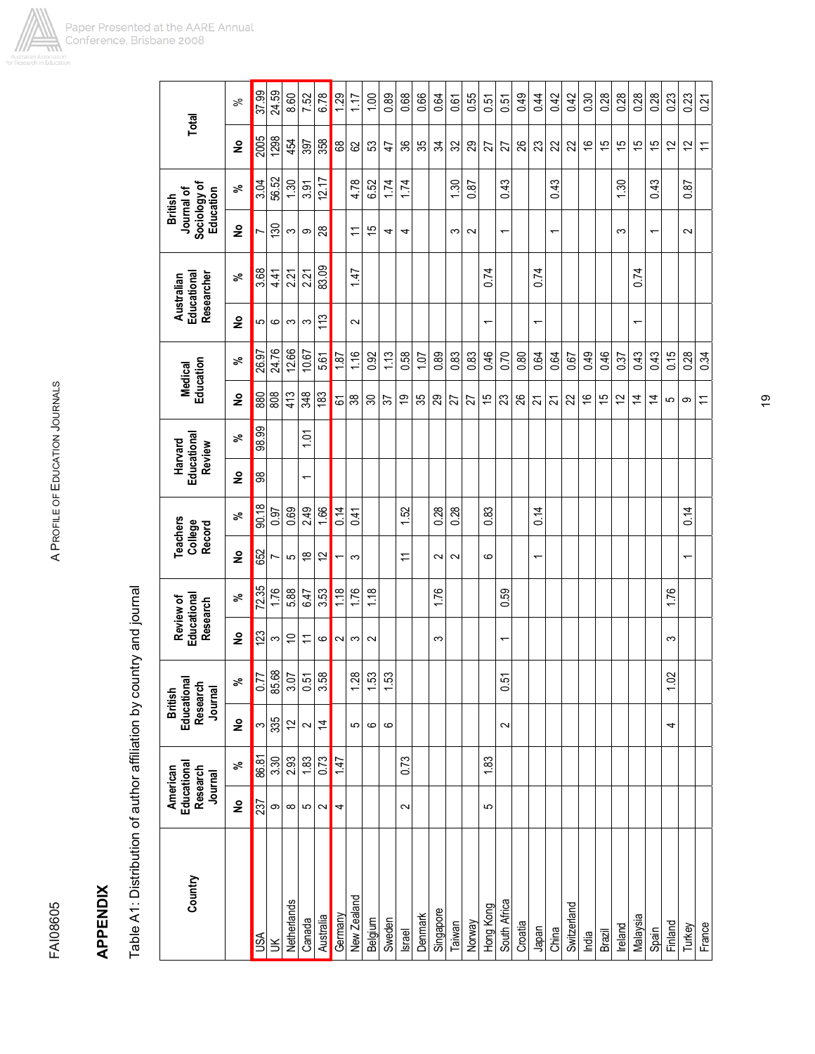## APPENDIX

Table A1: Distribution of author affiliation by country and journal

| Country | American Educational Research Journal | | British Educational Research Journal | | Review of Educational Research | | Teachers College Record | | Harvard Educational Review | | Medical Education | | Australian Educational Researcher | | British Journal of Sociology of Education | | Total | |
|---|---|---|---|---|---|---|---|---|---|---|---|---|---|---|---|---|---|---|
| | No | % | No | % | No | % | No | % | No | % | No | % | No | % | No | % | No | % |
| USA | 237 | 86.81 | 3 | 0.77 | 123 | 72.35 | 652 | 90.18 | 98 | 98.99 | 880 | 26.97 | 5 | 3.68 | 7 | 3.04 | 2005 | 37.99 |
| UK | 9 | 3.30 | 335 | 85.68 | 3 | 1.76 | 7 | 0.97 | | | 808 | 24.76 | 6 | 4.41 | 130 | 56.52 | 1298 | 24.59 |
| Netherlands | 8 | 2.93 | 12 | 3.07 | 10 | 5.88 | 5 | 0.69 | | | 413 | 12.66 | 3 | 2.21 | 3 | 1.30 | 454 | 8.60 |
| Canada | 5 | 1.83 | 2 | 0.51 | 11 | 6.47 | 18 | 2.49 | 1 | 1.01 | 348 | 10.67 | 3 | 2.21 | 9 | 3.91 | 397 | 7.52 |
| Australia | 2 | 0.73 | 14 | 3.58 | 6 | 3.53 | 12 | 1.66 | | | 183 | 5.61 | 113 | 83.09 | 28 | 12.17 | 358 | 6.78 |
| Germany | 4 | 1.47 | | | 2 | 1.18 | 1 | 0.14 | | | 61 | 1.87 | | | | | 68 | 1.29 |
| New Zealand | | | 5 | 1.28 | 3 | 1.76 | 3 | 0.41 | | | 38 | 1.16 | 2 | 1.47 | 11 | 4.78 | 62 | 1.17 |
| Belgium | | | 6 | 1.53 | 2 | 1.18 | | | | | 30 | 0.92 | | | 15 | 6.52 | 53 | 1.00 |
| Sweden | | | 6 | 1.53 | | | | | | | 37 | 1.13 | | | 4 | 1.74 | 47 | 0.89 |
| Israel | 2 | 0.73 | | | | | 11 | 1.52 | | | 19 | 0.58 | | | 4 | 1.74 | 36 | 0.68 |
| Denmark | | | | | | | | | | | 35 | 1.07 | | | | | 35 | 0.66 |
| Singapore | | | | | 3 | 1.76 | 2 | 0.28 | | | 29 | 0.89 | | | | | 34 | 0.64 |
| Taiwan | | | | | | | 2 | 0.28 | | | 27 | 0.83 | | | 3 | 1.30 | 32 | 0.61 |
| Norway | | | | | | | | | | | 27 | 0.83 | | | 2 | 0.87 | 29 | 0.55 |
| Hong Kong | 5 | 1.83 | | | | | 6 | 0.83 | | | 15 | 0.46 | 1 | 0.74 | | | 27 | 0.51 |
| South Africa | | | 2 | 0.51 | 1 | 0.59 | | | | | 23 | 0.70 | | | 1 | 0.43 | 27 | 0.51 |
| Croatia | | | | | | | | | | | 26 | 0.80 | | | | | 26 | 0.49 |
| Japan | | | | | | | 1 | 0.14 | | | 21 | 0.64 | 1 | 0.74 | | | 23 | 0.44 |
| China | | | | | | | | | | | 21 | 0.64 | | | 1 | 0.43 | 22 | 0.42 |
| Switzerland | | | | | | | | | | | 22 | 0.67 | | | | | 22 | 0.42 |
| India | | | | | | | | | | | 16 | 0.49 | | | | | 16 | 0.30 |
| Brazil | | | | | | | | | | | 15 | 0.46 | | | | | 15 | 0.28 |
| Ireland | | | | | | | | | | | 12 | 0.37 | | | 3 | 1.30 | 15 | 0.28 |
| Malaysia | | | | | | | | | | | 14 | 0.43 | 1 | 0.74 | | | 15 | 0.28 |
| Spain | | | | | | | | | | | 14 | 0.43 | | | 1 | 0.43 | 15 | 0.28 |
| Finland | | | 4 | 1.02 | 3 | 1.76 | | | | | 5 | 0.15 | | | | | 12 | 0.23 |
| Turkey | | | | | | | 1 | 0.14 | | | 9 | 0.28 | | | 2 | 0.87 | 12 | 0.23 |
| France | | | | | | | | | | | 11 | 0.34 | | | | | 11 | 0.21 |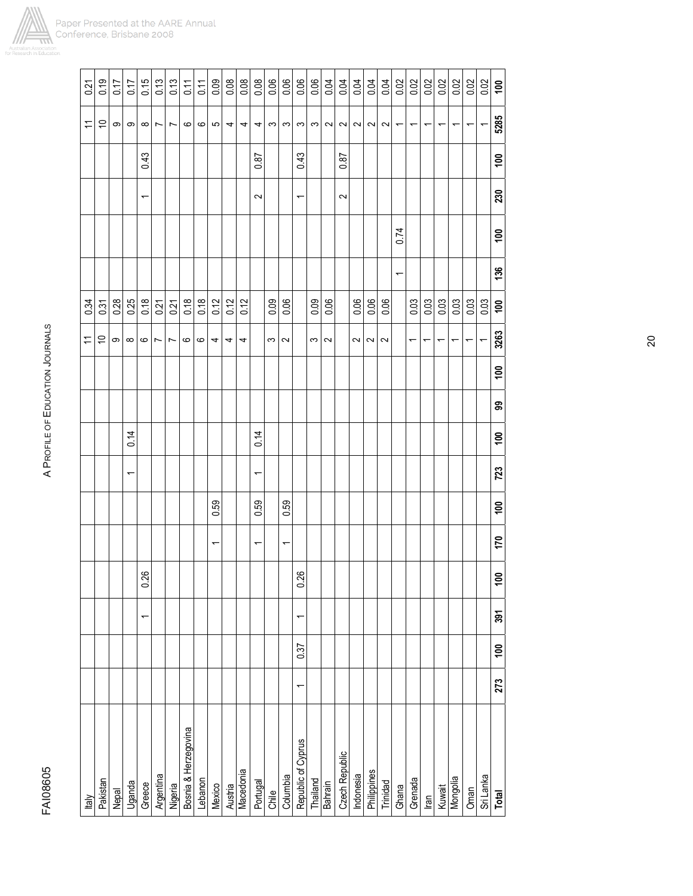| | | | | | | | | | | | | | | | | | | |
|---|---|---|---|---|---|---|---|---|---|---|---|---|---|---|---|---|---|---|
| Italy | | | | | | | | | | | 11 | 0.34 | | | | | 11 | 0.21 |
| Pakistan | | | | | | | | | | | 10 | 0.31 | | | | | 10 | 0.19 |
| Nepal | | | | | | | | | | | 9 | 0.28 | | | | | 9 | 0.17 |
| Uganda | | | | | | | 1 | 0.14 | | | 8 | 0.25 | | | | | 9 | 0.17 |
| Greece | | | 1 | 0.26 | | | | | | | 6 | 0.18 | | | 1 | 0.43 | 8 | 0.15 |
| Argentina | | | | | | | | | | | 7 | 0.21 | | | | | 7 | 0.13 |
| Nigeria | | | | | | | | | | | 7 | 0.21 | | | | | 7 | 0.13 |
| Bosnia & Herzegovina | | | | | | | | | | | 6 | 0.18 | | | | | 6 | 0.11 |
| Lebanon | | | | | | | | | | | 6 | 0.18 | | | | | 6 | 0.11 |
| Mexico | | | | | 1 | 0.59 | | | | | 4 | 0.12 | | | | | 5 | 0.09 |
| Austria | | | | | | | | | | | 4 | 0.12 | | | | | 4 | 0.08 |
| Macedonia | | | | | | | | | | | 4 | 0.12 | | | | | 4 | 0.08 |
| Portugal | | | | | 1 | 0.59 | 1 | 0.14 | | | | | | | 2 | 0.87 | 4 | 0.08 |
| Chile | | | | | | | | | | | 3 | 0.09 | | | | | 3 | 0.06 |
| Columbia | | | | | 1 | 0.59 | | | | | 2 | 0.06 | | | | | 3 | 0.06 |
| Republic of Cyprus | 1 | 0.37 | 1 | 0.26 | | | | | | | | | | | 1 | 0.43 | 3 | 0.06 |
| Thailand | | | | | | | | | | | 3 | 0.09 | | | | | 3 | 0.06 |
| Bahrain | | | | | | | | | | | 2 | 0.06 | | | | | 2 | 0.04 |
| Czech Republic | | | | | | | | | | | | | | | 2 | 0.87 | 2 | 0.04 |
| Indonesia | | | | | | | | | | | 2 | 0.06 | | | | | 2 | 0.04 |
| Philippines | | | | | | | | | | | 2 | 0.06 | | | | | 2 | 0.04 |
| Trinidad | | | | | | | | | | | 2 | 0.06 | | | | | 2 | 0.04 |
| Ghana | | | | | | | | | | | | | 1 | 0.74 | | | 1 | 0.02 |
| Grenada | | | | | | | | | | | 1 | 0.03 | | | | | 1 | 0.02 |
| Iran | | | | | | | | | | | 1 | 0.03 | | | | | 1 | 0.02 |
| Kuwait | | | | | | | | | | | 1 | 0.03 | | | | | 1 | 0.02 |
| Mongolia | | | | | | | | | | | 1 | 0.03 | | | | | 1 | 0.02 |
| Oman | | | | | | | | | | | 1 | 0.03 | | | | | 1 | 0.02 |
| Sri Lanka | | | | | | | | | | | 1 | 0.03 | | | | | 1 | 0.02 |
| **Total** | **273** | **100** | **391** | **100** | **170** | **100** | **723** | **100** | **99** | **100** | **3263** | **100** | **136** | **100** | **230** | **100** | **5285** | **100** |